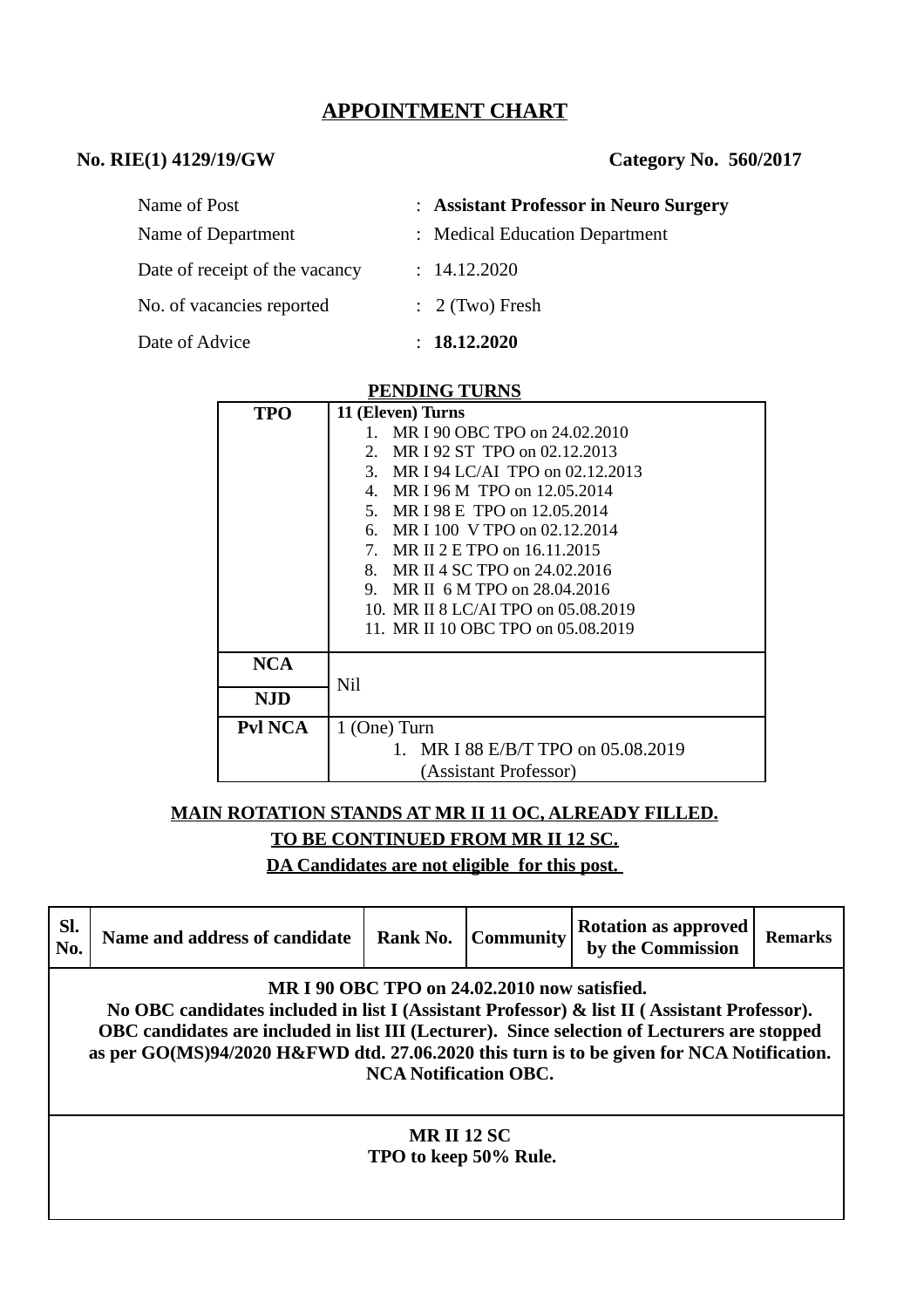# APPOINTMENT CHART

**No. RIE(1) 4129/19/GW** **Category No. 560/2017**

| | |
|---|---|
| Name of Post | : **Assistant Professor in Neuro Surgery** |
| Name of Department | : Medical Education Department |
| Date of receipt of the vacancy | : 14.12.2020 |
| No. of vacancies reported | : 2 (Two) Fresh |
| Date of Advice | : **18.12.2020** |

**PENDING TURNS**

| | |
|---|---|
| **TPO** | **11 (Eleven) Turns**<br>1. MR I 90 OBC TPO on 24.02.2010<br>2. MR I 92 ST TPO on 02.12.2013<br>3. MR I 94 LC/AI TPO on 02.12.2013<br>4. MR I 96 M TPO on 12.05.2014<br>5. MR I 98 E TPO on 12.05.2014<br>6. MR I 100 V TPO on 02.12.2014<br>7. MR II 2 E TPO on 16.11.2015<br>8. MR II 4 SC TPO on 24.02.2016<br>9. MR II 6 M TPO on 28.04.2016<br>10. MR II 8 LC/AI TPO on 05.08.2019<br>11. MR II 10 OBC TPO on 05.08.2019 |
| **NCA** | Nil |
| **NJD** | |
| **Pvl NCA** | 1 (One) Turn<br>1. MR I 88 E/B/T TPO on 05.08.2019 (Assistant Professor) |

**MAIN ROTATION STANDS AT MR II 11 OC, ALREADY FILLED.**

**TO BE CONTINUED FROM MR II 12 SC.**

**DA Candidates are not eligible for this post.**

| Sl. No. | Name and address of candidate | Rank No. | Community | Rotation as approved by the Commission | Remarks |
|---|---|---|---|---|---|
| **MR I 90 OBC TPO on 24.02.2010 now satisfied. No OBC candidates included in list I (Assistant Professor) & list II ( Assistant Professor). OBC candidates are included in list III (Lecturer). Since selection of Lecturers are stopped as per GO(MS)94/2020 H&FWD dtd. 27.06.2020 this turn is to be given for NCA Notification. NCA Notification OBC.** | | | | | |
| **MR II 12 SC TPO to keep 50% Rule.** | | | | | |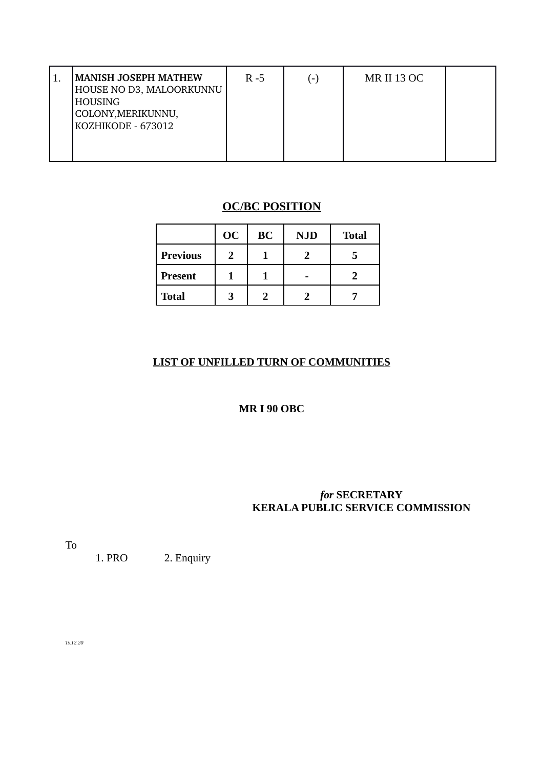| | | | | | |
|---|---|---|---|---|---|
| 1. | **MANISH JOSEPH MATHEW**<br>HOUSE NO D3, MALOORKUNNU HOUSING COLONY,MERIKUNNU, KOZHIKODE - 673012 | R -5 | (-) | MR II 13 OC | |

## OC/BC POSITION

| | OC | BC | NJD | Total |
|---|---|---|---|---|
| **Previous** | **2** | **1** | **2** | **5** |
| **Present** | **1** | **1** | **-** | **2** |
| **Total** | **3** | **2** | **2** | **7** |

## LIST OF UNFILLED TURN OF COMMUNITIES

**MR I 90 OBC**

***for* SECRETARY**
**KERALA PUBLIC SERVICE COMMISSION**

To
1. PRO 2. Enquiry

*Ts.12.20*